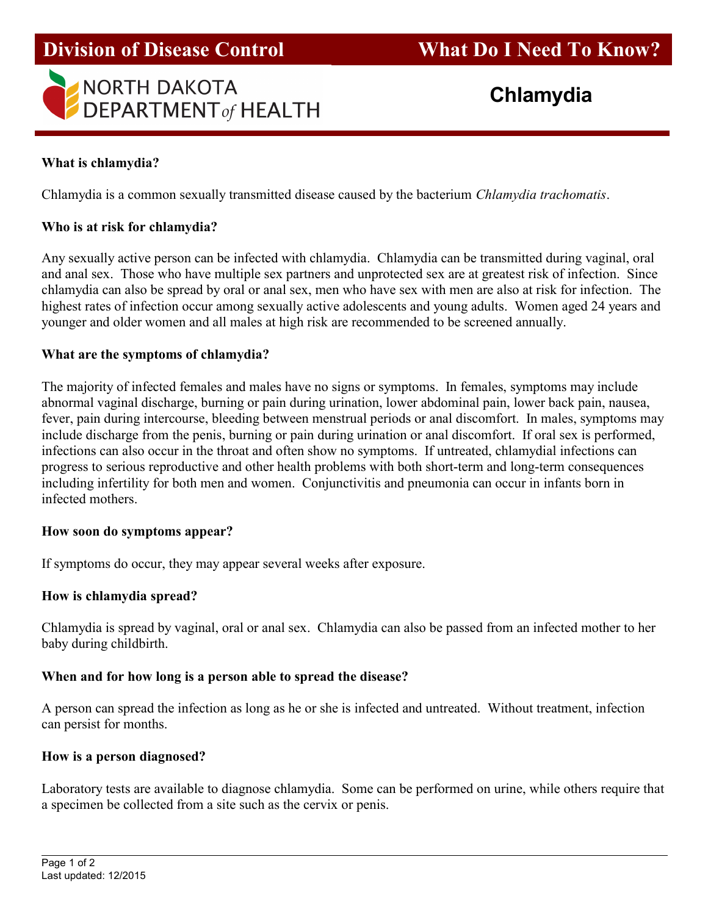# Division of Disease Control — What Do I Need To Know?

NORTH DAKOTA DEPARTMENT *of* HEALTH

## Chlamydia

### What is chlamydia?

Chlamydia is a common sexually transmitted disease caused by the bacterium *Chlamydia trachomatis*.

### Who is at risk for chlamydia?

Any sexually active person can be infected with chlamydia. Chlamydia can be transmitted during vaginal, oral and anal sex. Those who have multiple sex partners and unprotected sex are at greatest risk of infection. Since chlamydia can also be spread by oral or anal sex, men who have sex with men are also at risk for infection. The highest rates of infection occur among sexually active adolescents and young adults. Women aged 24 years and younger and older women and all males at high risk are recommended to be screened annually.

### What are the symptoms of chlamydia?

The majority of infected females and males have no signs or symptoms. In females, symptoms may include abnormal vaginal discharge, burning or pain during urination, lower abdominal pain, lower back pain, nausea, fever, pain during intercourse, bleeding between menstrual periods or anal discomfort. In males, symptoms may include discharge from the penis, burning or pain during urination or anal discomfort. If oral sex is performed, infections can also occur in the throat and often show no symptoms. If untreated, chlamydial infections can progress to serious reproductive and other health problems with both short-term and long-term consequences including infertility for both men and women. Conjunctivitis and pneumonia can occur in infants born in infected mothers.

### How soon do symptoms appear?

If symptoms do occur, they may appear several weeks after exposure.

### How is chlamydia spread?

Chlamydia is spread by vaginal, oral or anal sex. Chlamydia can also be passed from an infected mother to her baby during childbirth.

### When and for how long is a person able to spread the disease?

A person can spread the infection as long as he or she is infected and untreated. Without treatment, infection can persist for months.

### How is a person diagnosed?

Laboratory tests are available to diagnose chlamydia. Some can be performed on urine, while others require that a specimen be collected from a site such as the cervix or penis.

Last updated: 12/2015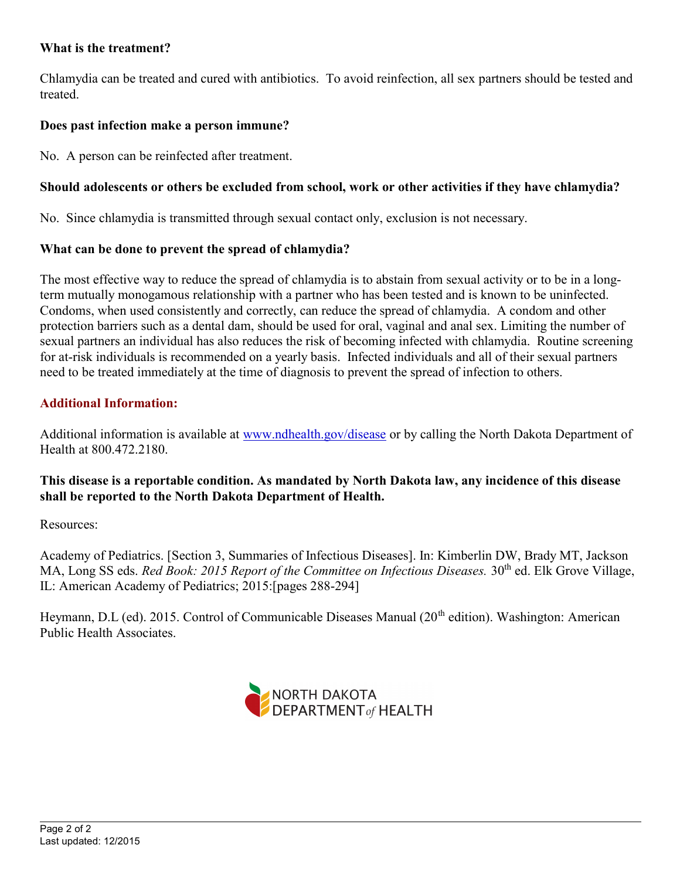### What is the treatment?

Chlamydia can be treated and cured with antibiotics. To avoid reinfection, all sex partners should be tested and treated.

### Does past infection make a person immune?

No. A person can be reinfected after treatment.

### Should adolescents or others be excluded from school, work or other activities if they have chlamydia?

No. Since chlamydia is transmitted through sexual contact only, exclusion is not necessary.

### What can be done to prevent the spread of chlamydia?

The most effective way to reduce the spread of chlamydia is to abstain from sexual activity or to be in a long-term mutually monogamous relationship with a partner who has been tested and is known to be uninfected. Condoms, when used consistently and correctly, can reduce the spread of chlamydia. A condom and other protection barriers such as a dental dam, should be used for oral, vaginal and anal sex. Limiting the number of sexual partners an individual has also reduces the risk of becoming infected with chlamydia. Routine screening for at-risk individuals is recommended on a yearly basis. Infected individuals and all of their sexual partners need to be treated immediately at the time of diagnosis to prevent the spread of infection to others.

### Additional Information:

Additional information is available at [www.ndhealth.gov/disease](http://www.ndhealth.gov/disease) or by calling the North Dakota Department of Health at 800.472.2180.

**This disease is a reportable condition. As mandated by North Dakota law, any incidence of this disease shall be reported to the North Dakota Department of Health.**

Resources:

Academy of Pediatrics. [Section 3, Summaries of Infectious Diseases]. In: Kimberlin DW, Brady MT, Jackson MA, Long SS eds. *Red Book: 2015 Report of the Committee on Infectious Diseases.* 30th ed. Elk Grove Village, IL: American Academy of Pediatrics; 2015:[pages 288-294]

Heymann, D.L (ed). 2015. Control of Communicable Diseases Manual (20th edition). Washington: American Public Health Associates.

NORTH DAKOTA DEPARTMENT *of* HEALTH

Last updated: 12/2015